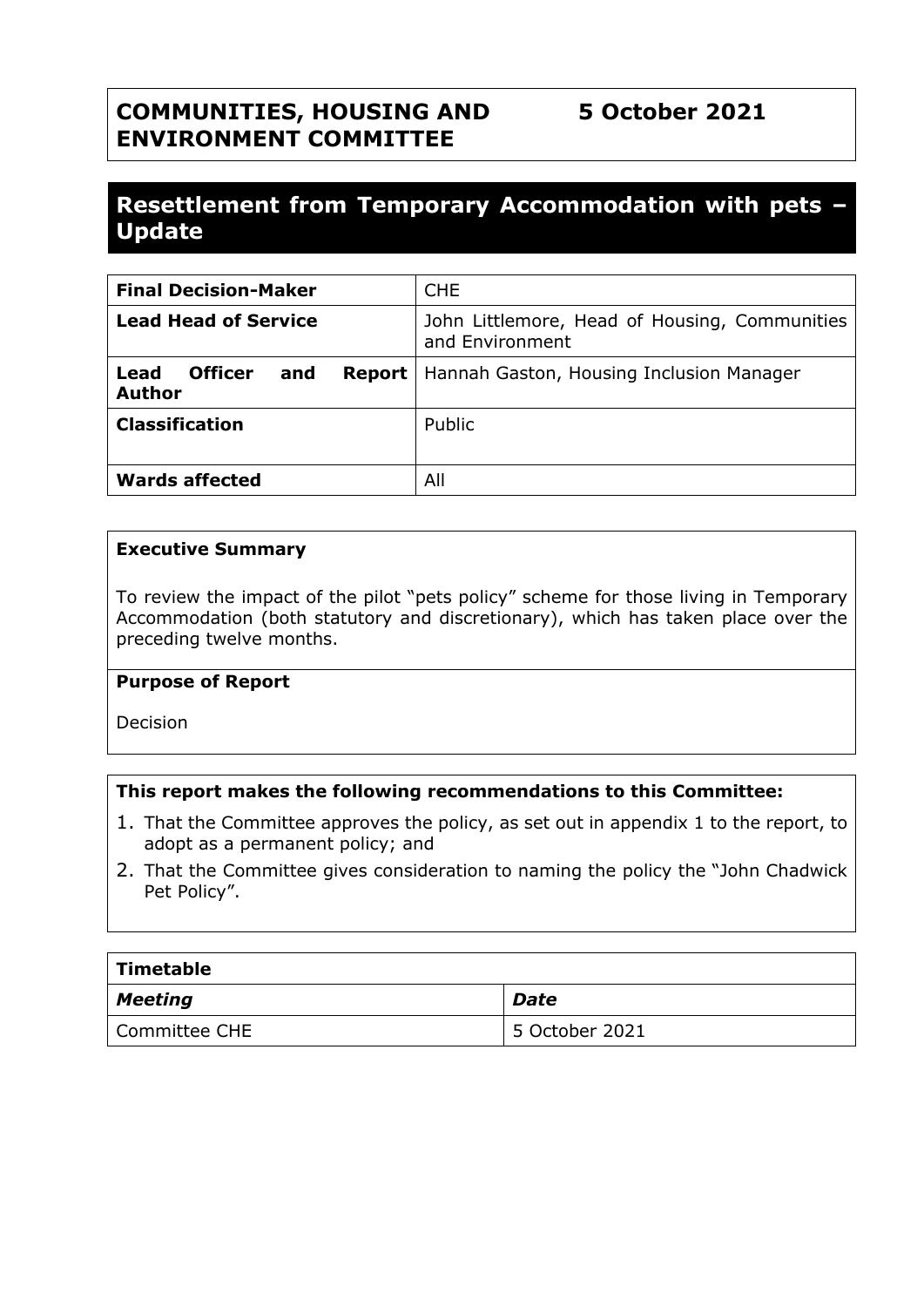| COMMUNITIES, HOUSING AND ENVIRONMENT COMMITTEE | 5 October 2021 |
|---|---|

# Resettlement from Temporary Accommodation with pets – Update

| Final Decision-Maker | CHE |
|---|---|
| Lead Head of Service | John Littlemore, Head of Housing, Communities and Environment |
| Lead Officer and Report Author | Hannah Gaston, Housing Inclusion Manager |
| Classification | Public |
| Wards affected | All |

**Executive Summary**

To review the impact of the pilot "pets policy" scheme for those living in Temporary Accommodation (both statutory and discretionary), which has taken place over the preceding twelve months.

**Purpose of Report**

Decision

**This report makes the following recommendations to this Committee:**

1. That the Committee approves the policy, as set out in appendix 1 to the report, to adopt as a permanent policy; and
2. That the Committee gives consideration to naming the policy the "John Chadwick Pet Policy".

| Timetable | |
|---|---|
| ***Meeting*** | ***Date*** |
| Committee CHE | 5 October 2021 |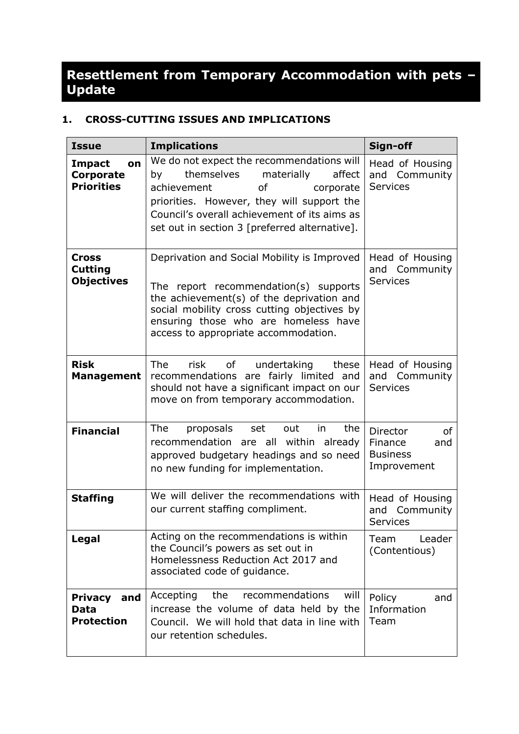# Resettlement from Temporary Accommodation with pets – Update

## 1. CROSS-CUTTING ISSUES AND IMPLICATIONS

| Issue | Implications | Sign-off |
|---|---|---|
| **Impact on Corporate Priorities** | We do not expect the recommendations will by themselves materially affect achievement of corporate priorities. However, they will support the Council's overall achievement of its aims as set out in section 3 [preferred alternative]. | Head of Housing and Community Services |
| **Cross Cutting Objectives** | Deprivation and Social Mobility is Improved<br><br>The report recommendation(s) supports the achievement(s) of the deprivation and social mobility cross cutting objectives by ensuring those who are homeless have access to appropriate accommodation. | Head of Housing and Community Services |
| **Risk Management** | The risk of undertaking these recommendations are fairly limited and should not have a significant impact on our move on from temporary accommodation. | Head of Housing and Community Services |
| **Financial** | The proposals set out in the recommendation are all within already approved budgetary headings and so need no new funding for implementation. | Director of Finance and Business Improvement |
| **Staffing** | We will deliver the recommendations with our current staffing compliment. | Head of Housing and Community Services |
| **Legal** | Acting on the recommendations is within the Council's powers as set out in Homelessness Reduction Act 2017 and associated code of guidance. | Team Leader (Contentious) |
| **Privacy and Data Protection** | Accepting the recommendations will increase the volume of data held by the Council. We will hold that data in line with our retention schedules. | Policy and Information Team |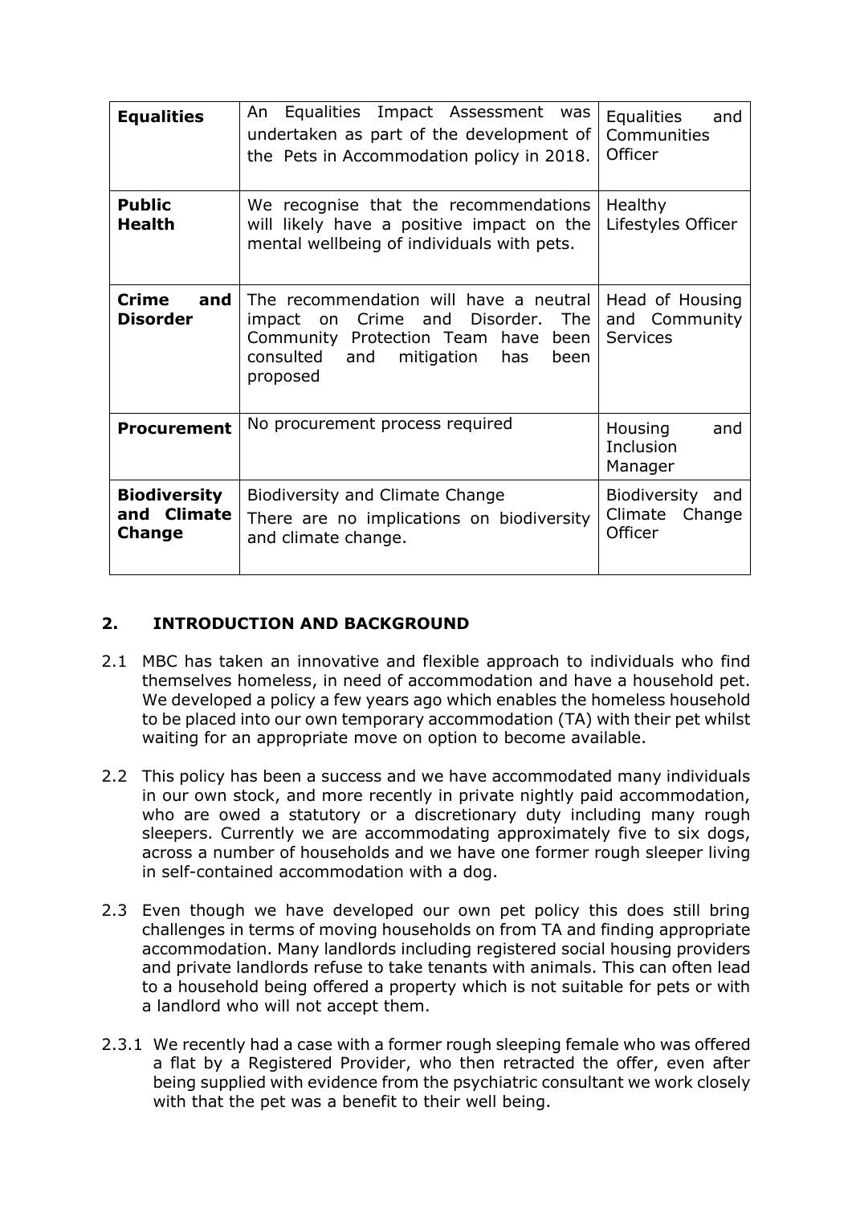| | | |
|---|---|---|
| **Equalities** | An Equalities Impact Assessment was undertaken as part of the development of the Pets in Accommodation policy in 2018. | Equalities and Communities Officer |
| **Public Health** | We recognise that the recommendations will likely have a positive impact on the mental wellbeing of individuals with pets. | Healthy Lifestyles Officer |
| **Crime and Disorder** | The recommendation will have a neutral impact on Crime and Disorder. The Community Protection Team have been consulted and mitigation has been proposed | Head of Housing and Community Services |
| **Procurement** | No procurement process required | Housing and Inclusion Manager |
| **Biodiversity and Climate Change** | Biodiversity and Climate Change<br>There are no implications on biodiversity and climate change. | Biodiversity and Climate Change Officer |

## 2. INTRODUCTION AND BACKGROUND

2.1 MBC has taken an innovative and flexible approach to individuals who find themselves homeless, in need of accommodation and have a household pet. We developed a policy a few years ago which enables the homeless household to be placed into our own temporary accommodation (TA) with their pet whilst waiting for an appropriate move on option to become available.

2.2 This policy has been a success and we have accommodated many individuals in our own stock, and more recently in private nightly paid accommodation, who are owed a statutory or a discretionary duty including many rough sleepers. Currently we are accommodating approximately five to six dogs, across a number of households and we have one former rough sleeper living in self-contained accommodation with a dog.

2.3 Even though we have developed our own pet policy this does still bring challenges in terms of moving households on from TA and finding appropriate accommodation. Many landlords including registered social housing providers and private landlords refuse to take tenants with animals. This can often lead to a household being offered a property which is not suitable for pets or with a landlord who will not accept them.

2.3.1 We recently had a case with a former rough sleeping female who was offered a flat by a Registered Provider, who then retracted the offer, even after being supplied with evidence from the psychiatric consultant we work closely with that the pet was a benefit to their well being.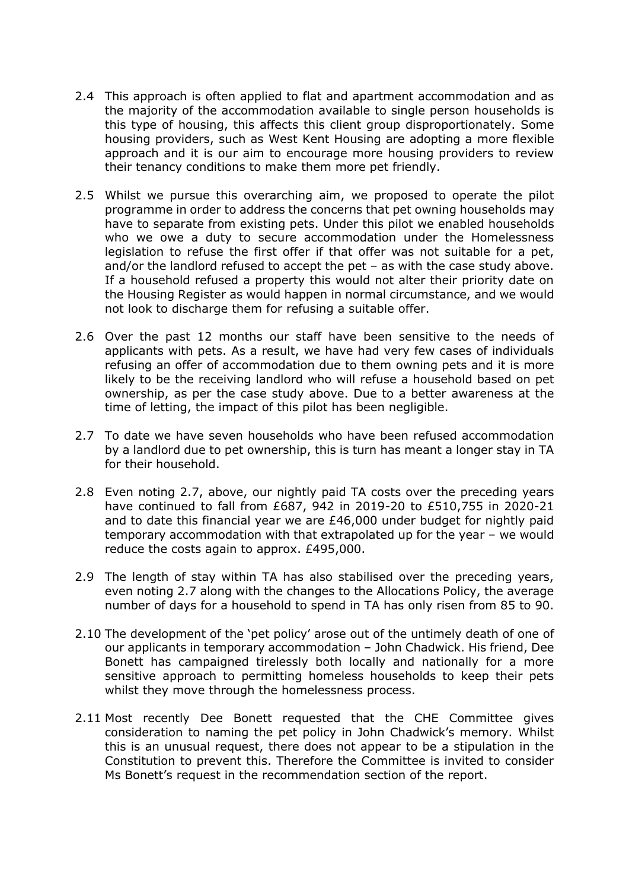2.4 This approach is often applied to flat and apartment accommodation and as the majority of the accommodation available to single person households is this type of housing, this affects this client group disproportionately. Some housing providers, such as West Kent Housing are adopting a more flexible approach and it is our aim to encourage more housing providers to review their tenancy conditions to make them more pet friendly.

2.5 Whilst we pursue this overarching aim, we proposed to operate the pilot programme in order to address the concerns that pet owning households may have to separate from existing pets. Under this pilot we enabled households who we owe a duty to secure accommodation under the Homelessness legislation to refuse the first offer if that offer was not suitable for a pet, and/or the landlord refused to accept the pet – as with the case study above. If a household refused a property this would not alter their priority date on the Housing Register as would happen in normal circumstance, and we would not look to discharge them for refusing a suitable offer.

2.6 Over the past 12 months our staff have been sensitive to the needs of applicants with pets. As a result, we have had very few cases of individuals refusing an offer of accommodation due to them owning pets and it is more likely to be the receiving landlord who will refuse a household based on pet ownership, as per the case study above. Due to a better awareness at the time of letting, the impact of this pilot has been negligible.

2.7 To date we have seven households who have been refused accommodation by a landlord due to pet ownership, this is turn has meant a longer stay in TA for their household.

2.8 Even noting 2.7, above, our nightly paid TA costs over the preceding years have continued to fall from £687, 942 in 2019-20 to £510,755 in 2020-21 and to date this financial year we are £46,000 under budget for nightly paid temporary accommodation with that extrapolated up for the year – we would reduce the costs again to approx. £495,000.

2.9 The length of stay within TA has also stabilised over the preceding years, even noting 2.7 along with the changes to the Allocations Policy, the average number of days for a household to spend in TA has only risen from 85 to 90.

2.10 The development of the 'pet policy' arose out of the untimely death of one of our applicants in temporary accommodation – John Chadwick. His friend, Dee Bonett has campaigned tirelessly both locally and nationally for a more sensitive approach to permitting homeless households to keep their pets whilst they move through the homelessness process.

2.11 Most recently Dee Bonett requested that the CHE Committee gives consideration to naming the pet policy in John Chadwick's memory. Whilst this is an unusual request, there does not appear to be a stipulation in the Constitution to prevent this. Therefore the Committee is invited to consider Ms Bonett's request in the recommendation section of the report.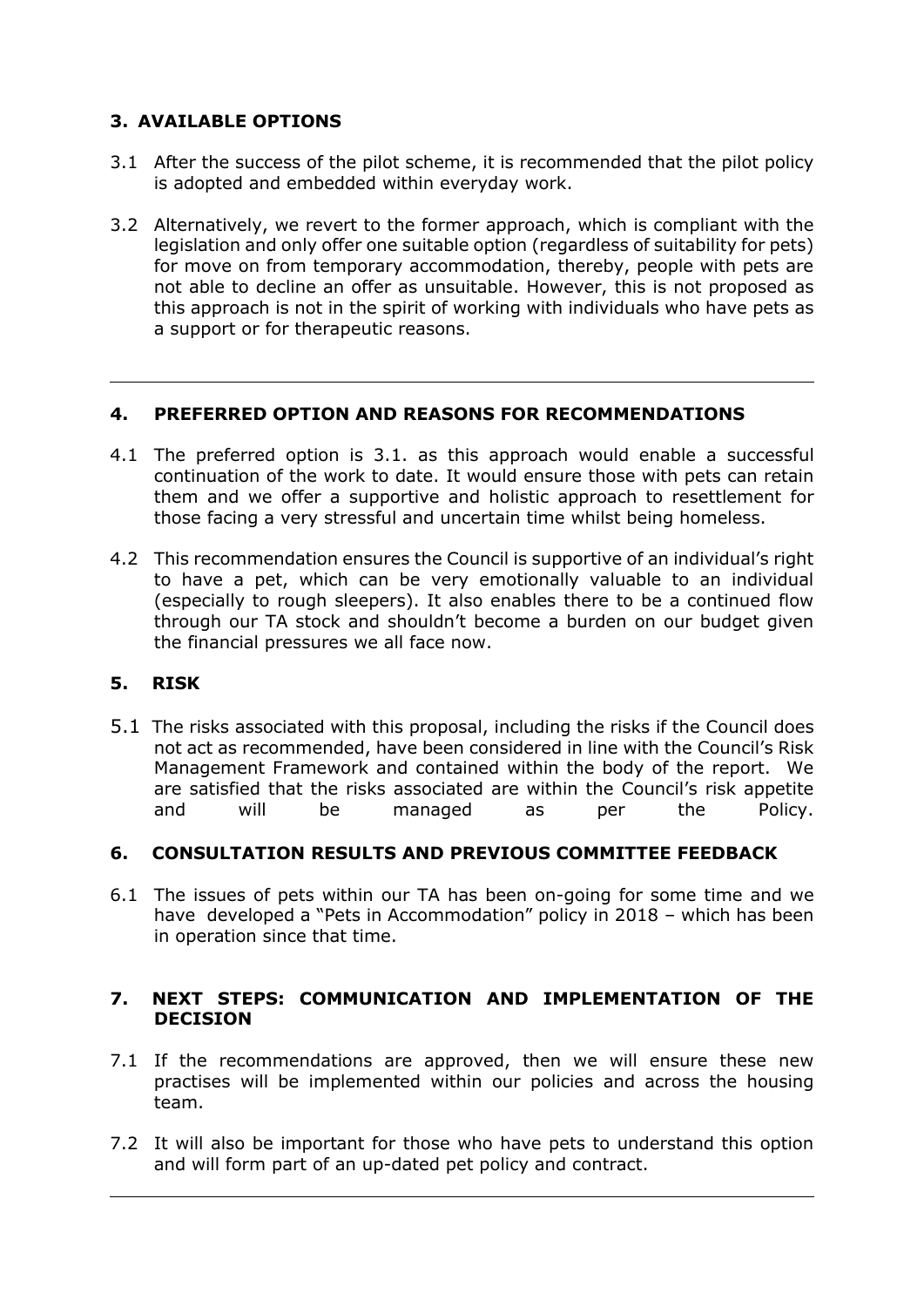## 3. AVAILABLE OPTIONS

3.1 After the success of the pilot scheme, it is recommended that the pilot policy is adopted and embedded within everyday work.

3.2 Alternatively, we revert to the former approach, which is compliant with the legislation and only offer one suitable option (regardless of suitability for pets) for move on from temporary accommodation, thereby, people with pets are not able to decline an offer as unsuitable. However, this is not proposed as this approach is not in the spirit of working with individuals who have pets as a support or for therapeutic reasons.

---

## 4. PREFERRED OPTION AND REASONS FOR RECOMMENDATIONS

4.1 The preferred option is 3.1. as this approach would enable a successful continuation of the work to date. It would ensure those with pets can retain them and we offer a supportive and holistic approach to resettlement for those facing a very stressful and uncertain time whilst being homeless.

4.2 This recommendation ensures the Council is supportive of an individual's right to have a pet, which can be very emotionally valuable to an individual (especially to rough sleepers). It also enables there to be a continued flow through our TA stock and shouldn't become a burden on our budget given the financial pressures we all face now.

## 5. RISK

5.1 The risks associated with this proposal, including the risks if the Council does not act as recommended, have been considered in line with the Council's Risk Management Framework and contained within the body of the report. We are satisfied that the risks associated are within the Council's risk appetite and will be managed as per the Policy.

## 6. CONSULTATION RESULTS AND PREVIOUS COMMITTEE FEEDBACK

6.1 The issues of pets within our TA has been on-going for some time and we have developed a "Pets in Accommodation" policy in 2018 – which has been in operation since that time.

## 7. NEXT STEPS: COMMUNICATION AND IMPLEMENTATION OF THE DECISION

7.1 If the recommendations are approved, then we will ensure these new practises will be implemented within our policies and across the housing team.

7.2 It will also be important for those who have pets to understand this option and will form part of an up-dated pet policy and contract.

---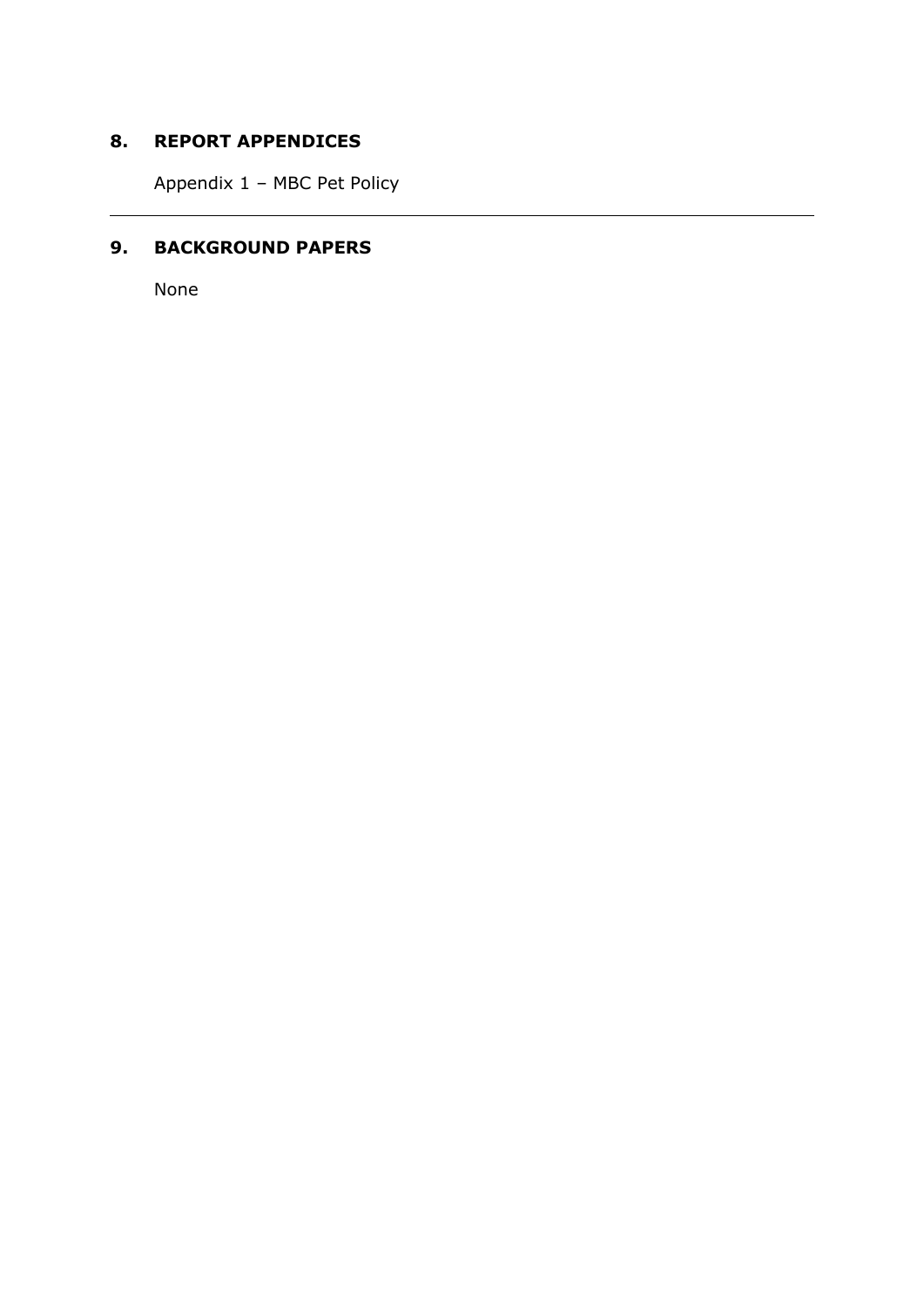## 8. REPORT APPENDICES

Appendix 1 – MBC Pet Policy

---

## 9. BACKGROUND PAPERS

None